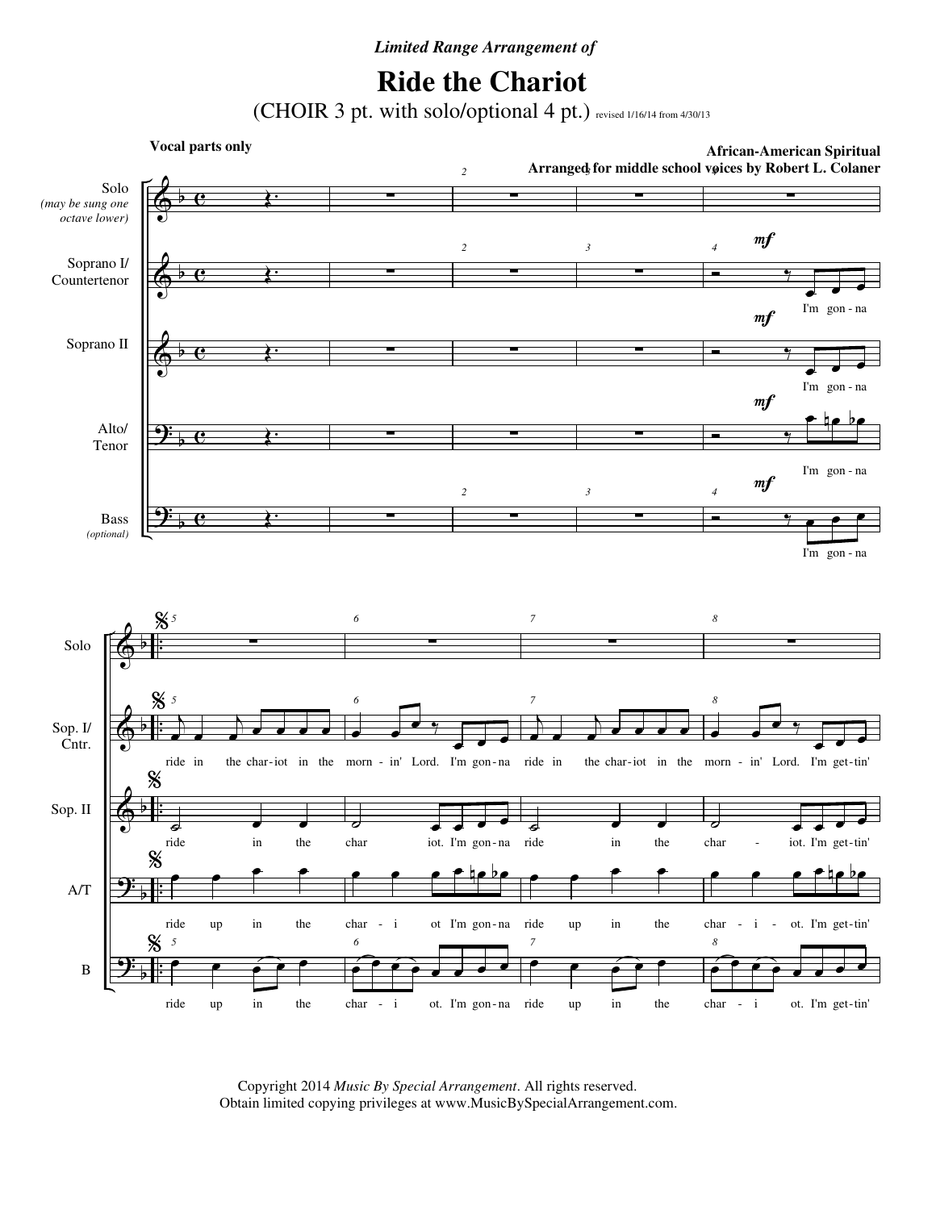*Limited Range Arrangement of*

# Ride the Chariot

(CHOIR 3 pt. with solo/optional 4 pt.) revised 1/16/14 from 4/30/13

**Vocal parts only**

**African-American Spiritual**
**Arranged for middle school voices by Robert L. Colaner**

Copyright 2014 *Music By Special Arrangement*. All rights reserved.
Obtain limited copying privileges at www.MusicBySpecialArrangement.com.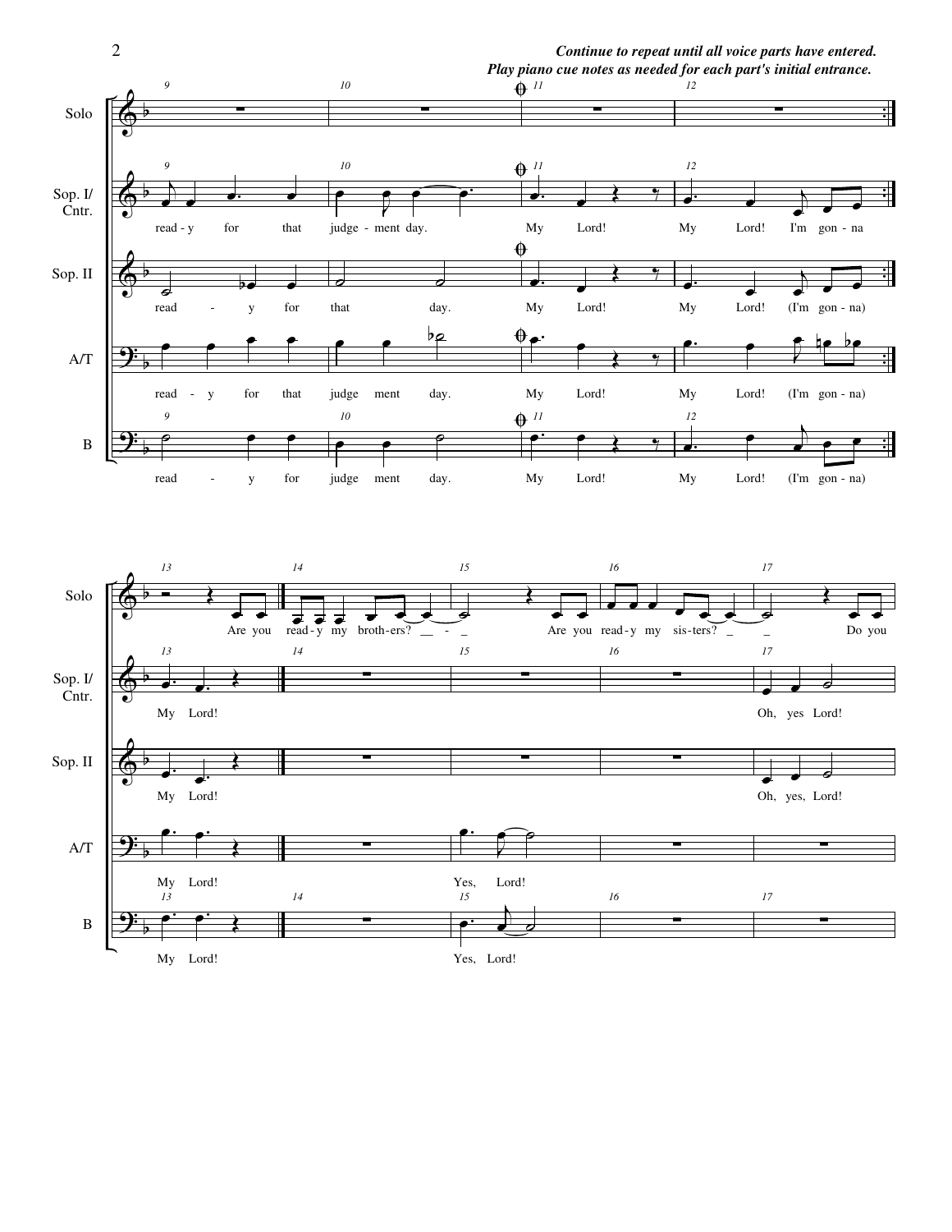***Continue to repeat until all voice parts have entered.***
***Play piano cue notes as needed for each part's initial entrance.***

Solo

Sop. I/ Cntr.

read - y for that judge - ment day. My Lord! My Lord! I'm gon - na

Sop. II

read - y for that day. My Lord! My Lord! (I'm gon - na)

A/T

read - y for that judge ment day. My Lord! My Lord! (I'm gon - na)

B

read - y for judge ment day. My Lord! My Lord! (I'm gon - na)

Solo

Are you read - y my broth - ers? Are you read - y my sis - ters? Do you

Sop. I/ Cntr.

My Lord! Oh, yes Lord!

Sop. II

My Lord! Oh, yes, Lord!

A/T

My Lord! Yes, Lord!

B

My Lord! Yes, Lord!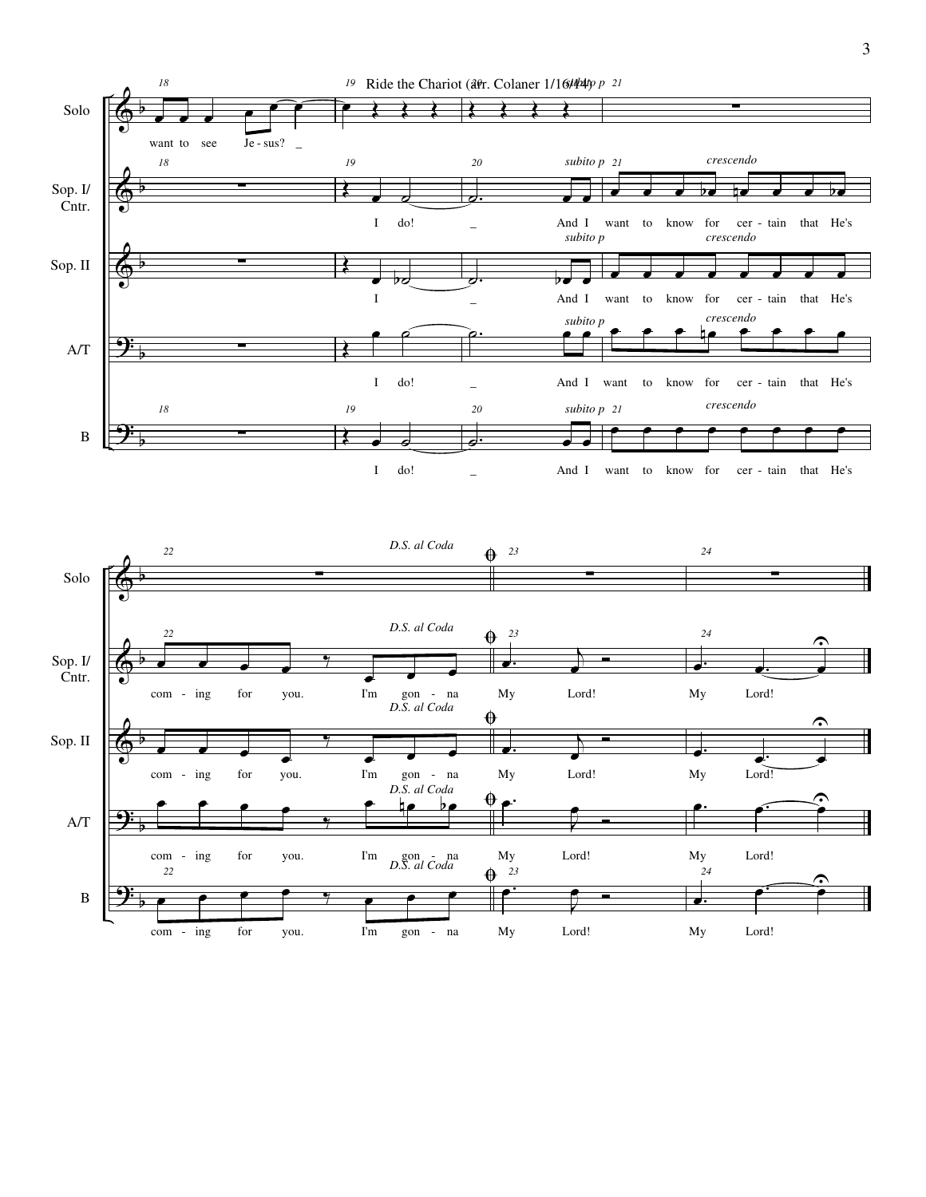Ride the Chariot (arr. Colaner 1/16/14)

Solo: want to see Je - sus? _

Sop. I/ Cntr.: I do! _ And I want to know for cer - tain that He's com - ing for you. I'm gon - na My Lord! My Lord!

Sop. II: I _ And I want to know for cer - tain that He's com - ing for you. I'm gon - na My Lord! My Lord!

A/T: I do! _ And I want to know for cer - tain that He's com - ing for you. I'm gon - na My Lord! My Lord!

B: I do! _ And I want to know for cer - tain that He's com - ing for you. I'm gon - na My Lord! My Lord!

*subito p* *crescendo* *D.S. al Coda*